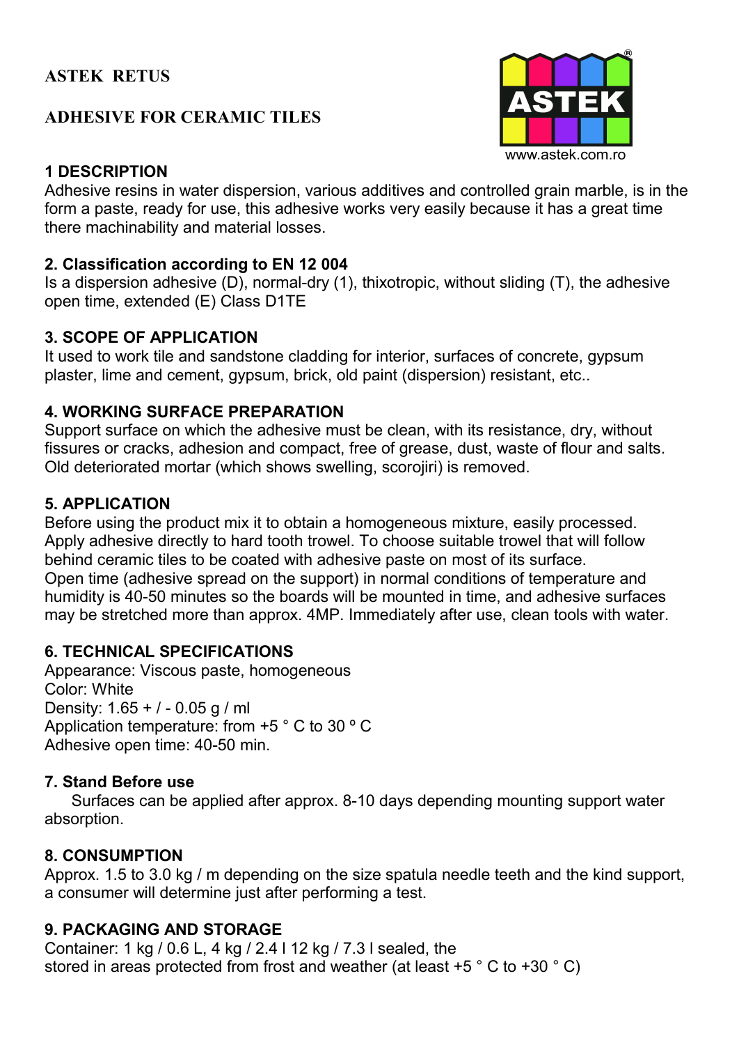# ASTEK RETUS

## ADHESIVE FOR CERAMIC TILES

www.astek.com.ro

### 1 DESCRIPTION

Adhesive resins in water dispersion, various additives and controlled grain marble, is in the form a paste, ready for use, this adhesive works very easily because it has a great time there machinability and material losses.

### 2. Classification according to EN 12 004

Is a dispersion adhesive (D), normal-dry (1), thixotropic, without sliding (T), the adhesive open time, extended (E) Class D1TE

### 3. SCOPE OF APPLICATION

It used to work tile and sandstone cladding for interior, surfaces of concrete, gypsum plaster, lime and cement, gypsum, brick, old paint (dispersion) resistant, etc..

### 4. WORKING SURFACE PREPARATION

Support surface on which the adhesive must be clean, with its resistance, dry, without fissures or cracks, adhesion and compact, free of grease, dust, waste of flour and salts. Old deteriorated mortar (which shows swelling, scorojiri) is removed.

### 5. APPLICATION

Before using the product mix it to obtain a homogeneous mixture, easily processed. Apply adhesive directly to hard tooth trowel. To choose suitable trowel that will follow behind ceramic tiles to be coated with adhesive paste on most of its surface.
Open time (adhesive spread on the support) in normal conditions of temperature and humidity is 40-50 minutes so the boards will be mounted in time, and adhesive surfaces may be stretched more than approx. 4MP. Immediately after use, clean tools with water.

### 6. TECHNICAL SPECIFICATIONS

Appearance: Viscous paste, homogeneous
Color: White
Density: 1.65 + / - 0.05 g / ml
Application temperature: from +5 ° C to 30 º C
Adhesive open time: 40-50 min.

### 7. Stand Before use

Surfaces can be applied after approx. 8-10 days depending mounting support water absorption.

### 8. CONSUMPTION

Approx. 1.5 to 3.0 kg / m depending on the size spatula needle teeth and the kind support, a consumer will determine just after performing a test.

### 9. PACKAGING AND STORAGE

Container: 1 kg / 0.6 L, 4 kg / 2.4 l 12 kg / 7.3 l sealed, the
stored in areas protected from frost and weather (at least +5 ° C to +30 ° C)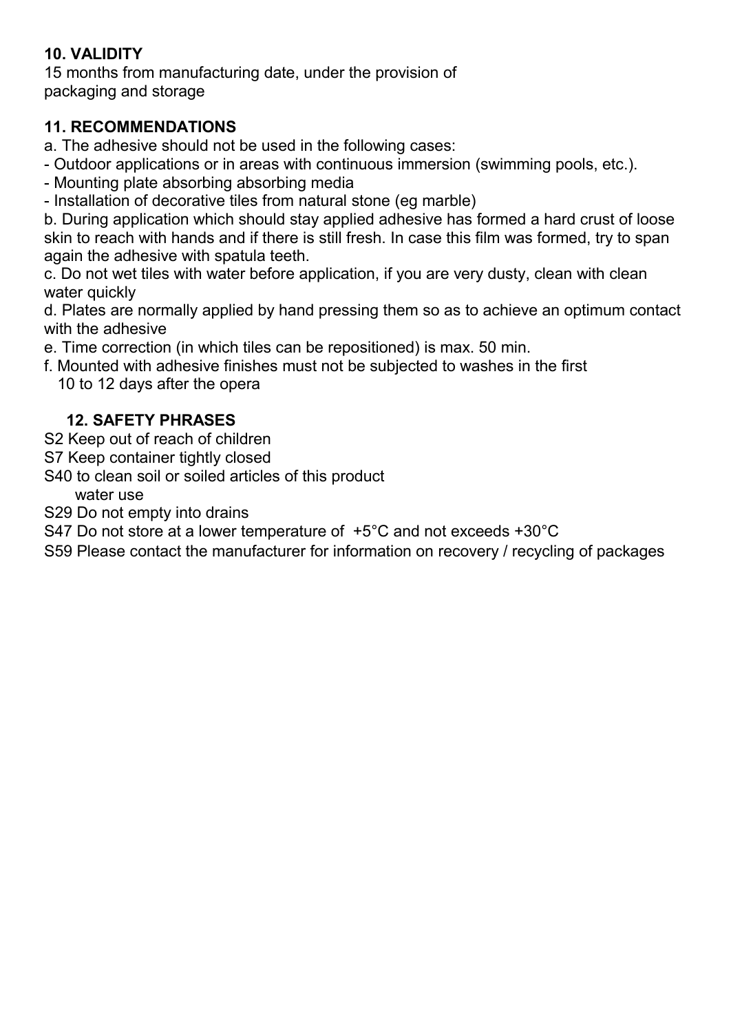## 10. VALIDITY

15 months from manufacturing date, under the provision of packaging and storage

## 11. RECOMMENDATIONS

a. The adhesive should not be used in the following cases:

- Outdoor applications or in areas with continuous immersion (swimming pools, etc.).
- Mounting plate absorbing absorbing media
- Installation of decorative tiles from natural stone (eg marble)

b. During application which should stay applied adhesive has formed a hard crust of loose skin to reach with hands and if there is still fresh. In case this film was formed, try to span again the adhesive with spatula teeth.

c. Do not wet tiles with water before application, if you are very dusty, clean with clean water quickly

d. Plates are normally applied by hand pressing them so as to achieve an optimum contact with the adhesive

e. Time correction (in which tiles can be repositioned) is max. 50 min.

f. Mounted with adhesive finishes must not be subjected to washes in the first 10 to 12 days after the opera

## 12. SAFETY PHRASES

S2 Keep out of reach of children

S7 Keep container tightly closed

S40 to clean soil or soiled articles of this product water use

S29 Do not empty into drains

S47 Do not store at a lower temperature of +5°C and not exceeds +30°C

S59 Please contact the manufacturer for information on recovery / recycling of packages